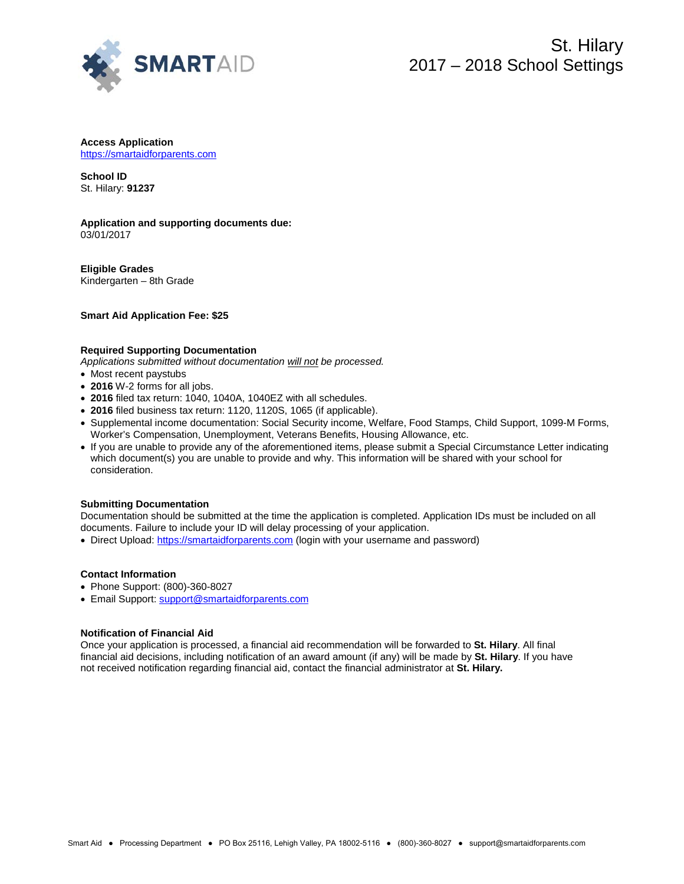SMARTAID

# St. Hilary
# 2017 – 2018 School Settings

**Access Application**
https://smartaidforparents.com

**School ID**
St. Hilary: **91237**

**Application and supporting documents due:**
03/01/2017

**Eligible Grades**
Kindergarten – 8th Grade

**Smart Aid Application Fee: $25**

**Required Supporting Documentation**
*Applications submitted without documentation will not be processed.*

- Most recent paystubs
- **2016** W-2 forms for all jobs.
- **2016** filed tax return: 1040, 1040A, 1040EZ with all schedules.
- **2016** filed business tax return: 1120, 1120S, 1065 (if applicable).
- Supplemental income documentation: Social Security income, Welfare, Food Stamps, Child Support, 1099-M Forms, Worker's Compensation, Unemployment, Veterans Benefits, Housing Allowance, etc.
- If you are unable to provide any of the aforementioned items, please submit a Special Circumstance Letter indicating which document(s) you are unable to provide and why. This information will be shared with your school for consideration.

**Submitting Documentation**
Documentation should be submitted at the time the application is completed. Application IDs must be included on all documents. Failure to include your ID will delay processing of your application.

- Direct Upload: https://smartaidforparents.com (login with your username and password)

**Contact Information**

- Phone Support: (800)-360-8027
- Email Support: support@smartaidforparents.com

**Notification of Financial Aid**
Once your application is processed, a financial aid recommendation will be forwarded to **St. Hilary**. All final financial aid decisions, including notification of an award amount (if any) will be made by **St. Hilary**. If you have not received notification regarding financial aid, contact the financial administrator at **St. Hilary.**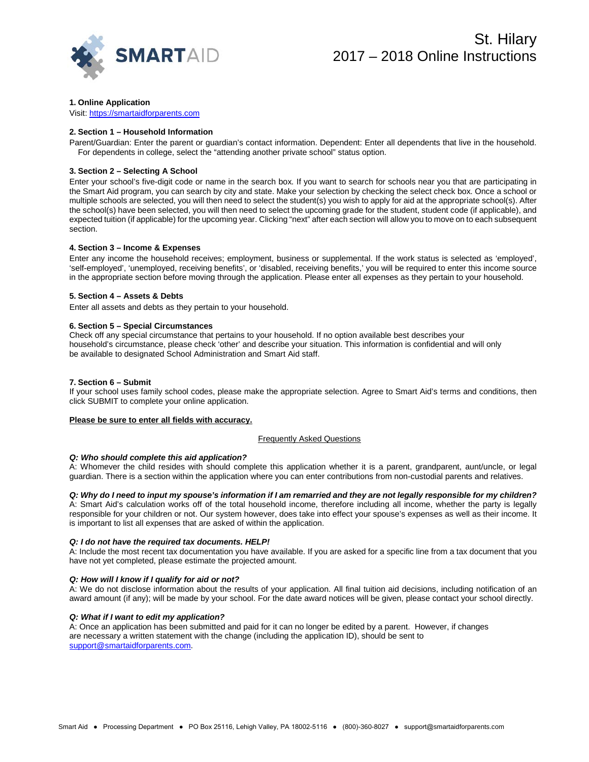SMARTAID

# St. Hilary
# 2017 – 2018 Online Instructions

**1. Online Application**
Visit: https://smartaidforparents.com

**2. Section 1 – Household Information**
Parent/Guardian: Enter the parent or guardian's contact information. Dependent: Enter all dependents that live in the household. For dependents in college, select the "attending another private school" status option.

**3. Section 2 – Selecting A School**
Enter your school's five-digit code or name in the search box. If you want to search for schools near you that are participating in the Smart Aid program, you can search by city and state. Make your selection by checking the select check box. Once a school or multiple schools are selected, you will then need to select the student(s) you wish to apply for aid at the appropriate school(s). After the school(s) have been selected, you will then need to select the upcoming grade for the student, student code (if applicable), and expected tuition (if applicable) for the upcoming year. Clicking "next" after each section will allow you to move on to each subsequent section.

**4. Section 3 – Income & Expenses**
Enter any income the household receives; employment, business or supplemental. If the work status is selected as 'employed', 'self-employed', 'unemployed, receiving benefits', or 'disabled, receiving benefits,' you will be required to enter this income source in the appropriate section before moving through the application. Please enter all expenses as they pertain to your household.

**5. Section 4 – Assets & Debts**
Enter all assets and debts as they pertain to your household.

**6. Section 5 – Special Circumstances**
Check off any special circumstance that pertains to your household. If no option available best describes your household's circumstance, please check 'other' and describe your situation. This information is confidential and will only be available to designated School Administration and Smart Aid staff.

**7. Section 6 – Submit**
If your school uses family school codes, please make the appropriate selection. Agree to Smart Aid's terms and conditions, then click SUBMIT to complete your online application.

**Please be sure to enter all fields with accuracy.**

## Frequently Asked Questions

***Q: Who should complete this aid application?***
A: Whomever the child resides with should complete this application whether it is a parent, grandparent, aunt/uncle, or legal guardian. There is a section within the application where you can enter contributions from non-custodial parents and relatives.

***Q: Why do I need to input my spouse's information if I am remarried and they are not legally responsible for my children?***
A: Smart Aid's calculation works off of the total household income, therefore including all income, whether the party is legally responsible for your children or not. Our system however, does take into effect your spouse's expenses as well as their income. It is important to list all expenses that are asked of within the application.

***Q: I do not have the required tax documents. HELP!***
A: Include the most recent tax documentation you have available. If you are asked for a specific line from a tax document that you have not yet completed, please estimate the projected amount.

***Q: How will I know if I qualify for aid or not?***
A: We do not disclose information about the results of your application. All final tuition aid decisions, including notification of an award amount (if any); will be made by your school. For the date award notices will be given, please contact your school directly.

***Q: What if I want to edit my application?***
A: Once an application has been submitted and paid for it can no longer be edited by a parent. However, if changes are necessary a written statement with the change (including the application ID), should be sent to support@smartaidforparents.com.

Smart Aid ● Processing Department ● PO Box 25116, Lehigh Valley, PA 18002-5116 ● (800)-360-8027 ● support@smartaidforparents.com